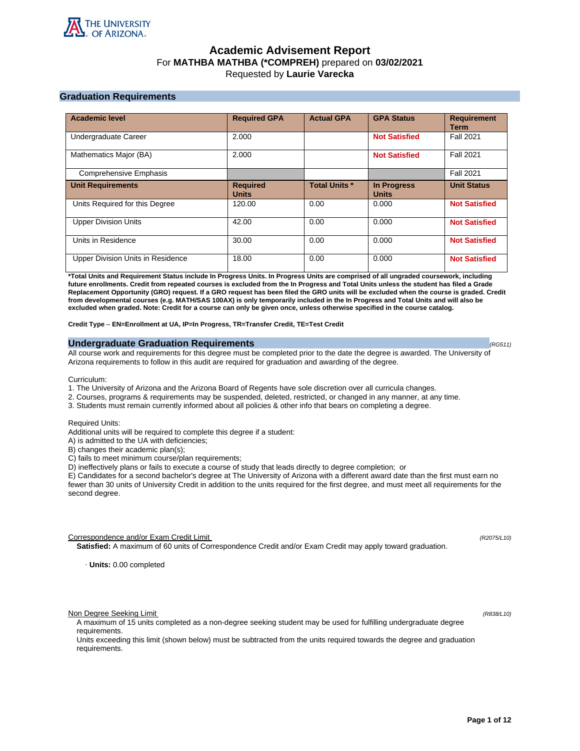THE UNIVERSITY OF ARIZONA

# Academic Advisement Report

For **MATHBA MATHBA (*COMPREH)** prepared on **03/02/2021**

Requested by **Laurie Varecka**

## Graduation Requirements

| Academic level | Required GPA | Actual GPA | GPA Status | Requirement Term |
|---|---|---|---|---|
| Undergraduate Career | 2.000 | | **Not Satisfied** | Fall 2021 |
| Mathematics Major (BA) | 2.000 | | **Not Satisfied** | Fall 2021 |
| Comprehensive Emphasis | | | | Fall 2021 |
| **Unit Requirements** | **Required Units** | **Total Units *** | **In Progress Units** | **Unit Status** |
| Units Required for this Degree | 120.00 | 0.00 | 0.000 | **Not Satisfied** |
| Upper Division Units | 42.00 | 0.00 | 0.000 | **Not Satisfied** |
| Units in Residence | 30.00 | 0.00 | 0.000 | **Not Satisfied** |
| Upper Division Units in Residence | 18.00 | 0.00 | 0.000 | **Not Satisfied** |

***Total Units and Requirement Status include In Progress Units. In Progress Units are comprised of all ungraded coursework, including future enrollments. Credit from repeated courses is excluded from the In Progress and Total Units unless the student has filed a Grade Replacement Opportunity (GRO) request. If a GRO request has been filed the GRO units will be excluded when the course is graded. Credit from developmental courses (e.g. MATH/SAS 100AX) is only temporarily included in the In Progress and Total Units and will also be excluded when graded. Note: Credit for a course can only be given once, unless otherwise specified in the course catalog.**

**Credit Type – EN=Enrollment at UA, IP=In Progress, TR=Transfer Credit, TE=Test Credit**

## Undergraduate Graduation Requirements

*(RG511)*

All course work and requirements for this degree must be completed prior to the date the degree is awarded. The University of Arizona requirements to follow in this audit are required for graduation and awarding of the degree.

Curriculum:

1. The University of Arizona and the Arizona Board of Regents have sole discretion over all curricula changes.
2. Courses, programs & requirements may be suspended, deleted, restricted, or changed in any manner, at any time.
3. Students must remain currently informed about all policies & other info that bears on completing a degree.

Required Units:

Additional units will be required to complete this degree if a student:

A) is admitted to the UA with deficiencies;
B) changes their academic plan(s);
C) fails to meet minimum course/plan requirements;
D) ineffectively plans or fails to execute a course of study that leads directly to degree completion; or
E) Candidates for a second bachelor's degree at The University of Arizona with a different award date than the first must earn no fewer than 30 units of University Credit in addition to the units required for the first degree, and must meet all requirements for the second degree.

### Correspondence and/or Exam Credit Limit

*(R2075/L10)*

**Satisfied:** A maximum of 60 units of Correspondence Credit and/or Exam Credit may apply toward graduation.

· **Units:** 0.00 completed

### Non Degree Seeking Limit

*(R838/L10)*

A maximum of 15 units completed as a non-degree seeking student may be used for fulfilling undergraduate degree requirements.

Units exceeding this limit (shown below) must be subtracted from the units required towards the degree and graduation requirements.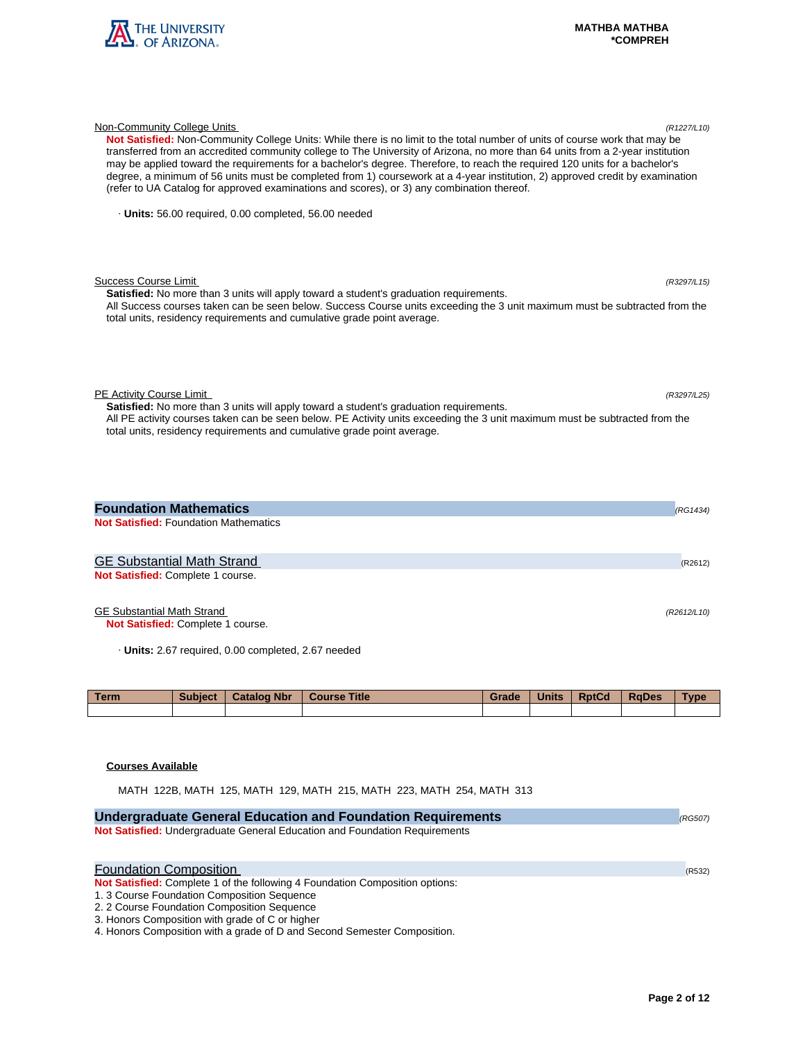Non-Community College Units *(R1227/L10)*

**Not Satisfied:** Non-Community College Units: While there is no limit to the total number of units of course work that may be transferred from an accredited community college to The University of Arizona, no more than 64 units from a 2-year institution may be applied toward the requirements for a bachelor's degree. Therefore, to reach the required 120 units for a bachelor's degree, a minimum of 56 units must be completed from 1) coursework at a 4-year institution, 2) approved credit by examination (refer to UA Catalog for approved examinations and scores), or 3) any combination thereof.

· **Units:** 56.00 required, 0.00 completed, 56.00 needed

Success Course Limit *(R3297/L15)*

**Satisfied:** No more than 3 units will apply toward a student's graduation requirements.
All Success courses taken can be seen below. Success Course units exceeding the 3 unit maximum must be subtracted from the total units, residency requirements and cumulative grade point average.

PE Activity Course Limit *(R3297/L25)*

**Satisfied:** No more than 3 units will apply toward a student's graduation requirements.
All PE activity courses taken can be seen below. PE Activity units exceeding the 3 unit maximum must be subtracted from the total units, residency requirements and cumulative grade point average.

## Foundation Mathematics *(RG1434)*

**Not Satisfied:** Foundation Mathematics

### GE Substantial Math Strand (R2612)

**Not Satisfied:** Complete 1 course.

GE Substantial Math Strand *(R2612/L10)*

**Not Satisfied:** Complete 1 course.

· **Units:** 2.67 required, 0.00 completed, 2.67 needed

| Term | Subject | Catalog Nbr | Course Title | Grade | Units | RptCd | RqDes | Type |
|---|---|---|---|---|---|---|---|---|
| | | | | | | | | |

**Courses Available**

MATH 122B, MATH 125, MATH 129, MATH 215, MATH 223, MATH 254, MATH 313

## Undergraduate General Education and Foundation Requirements *(RG507)*

**Not Satisfied:** Undergraduate General Education and Foundation Requirements

### Foundation Composition (R532)

**Not Satisfied:** Complete 1 of the following 4 Foundation Composition options:
1. 3 Course Foundation Composition Sequence
2. 2 Course Foundation Composition Sequence
3. Honors Composition with grade of C or higher
4. Honors Composition with a grade of D and Second Semester Composition.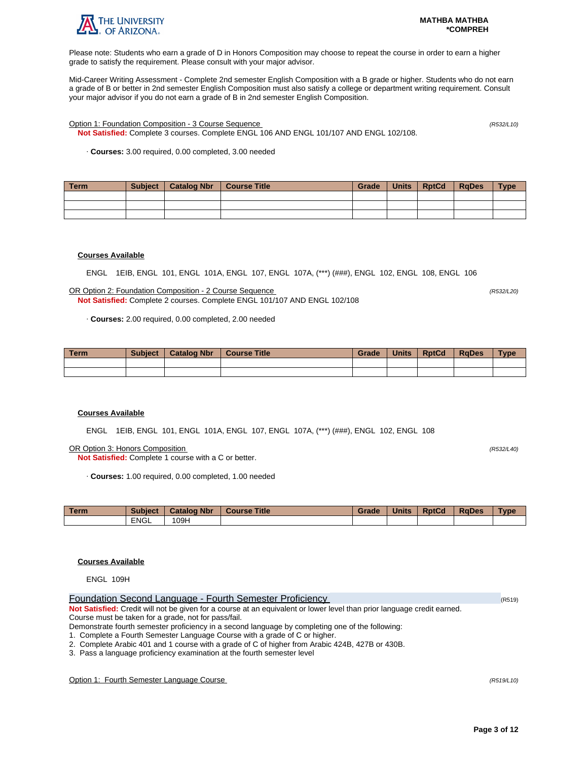Please note: Students who earn a grade of D in Honors Composition may choose to repeat the course in order to earn a higher grade to satisfy the requirement. Please consult with your major advisor.

Mid-Career Writing Assessment - Complete 2nd semester English Composition with a B grade or higher. Students who do not earn a grade of B or better in 2nd semester English Composition must also satisfy a college or department writing requirement. Consult your major advisor if you do not earn a grade of B in 2nd semester English Composition.

Option 1: Foundation Composition - 3 Course Sequence *(R532/L10)*

**Not Satisfied:** Complete 3 courses. Complete ENGL 106 AND ENGL 101/107 AND ENGL 102/108.

· **Courses:** 3.00 required, 0.00 completed, 3.00 needed

| Term | Subject | Catalog Nbr | Course Title | Grade | Units | RptCd | RqDes | Type |
|---|---|---|---|---|---|---|---|---|
| | | | | | | | | |
| | | | | | | | | |
| | | | | | | | | |

**Courses Available**

ENGL 1EIB, ENGL 101, ENGL 101A, ENGL 107, ENGL 107A, (***) (###), ENGL 102, ENGL 108, ENGL 106

OR Option 2: Foundation Composition - 2 Course Sequence *(R532/L20)*

**Not Satisfied:** Complete 2 courses. Complete ENGL 101/107 AND ENGL 102/108

· **Courses:** 2.00 required, 0.00 completed, 2.00 needed

| Term | Subject | Catalog Nbr | Course Title | Grade | Units | RptCd | RqDes | Type |
|---|---|---|---|---|---|---|---|---|
| | | | | | | | | |
| | | | | | | | | |

**Courses Available**

ENGL 1EIB, ENGL 101, ENGL 101A, ENGL 107, ENGL 107A, (***) (###), ENGL 102, ENGL 108

OR Option 3: Honors Composition *(R532/L40)*

**Not Satisfied:** Complete 1 course with a C or better.

· **Courses:** 1.00 required, 0.00 completed, 1.00 needed

| Term | Subject | Catalog Nbr | Course Title | Grade | Units | RptCd | RqDes | Type |
|---|---|---|---|---|---|---|---|---|
| | ENGL | 109H | | | | | | |

**Courses Available**

ENGL 109H

## Foundation Second Language - Fourth Semester Proficiency (R519)

**Not Satisfied:** Credit will not be given for a course at an equivalent or lower level than prior language credit earned. Course must be taken for a grade, not for pass/fail.

Demonstrate fourth semester proficiency in a second language by completing one of the following:

1. Complete a Fourth Semester Language Course with a grade of C or higher.
2. Complete Arabic 401 and 1 course with a grade of C of higher from Arabic 424B, 427B or 430B.
3. Pass a language proficiency examination at the fourth semester level

Option 1: Fourth Semester Language Course *(R519/L10)*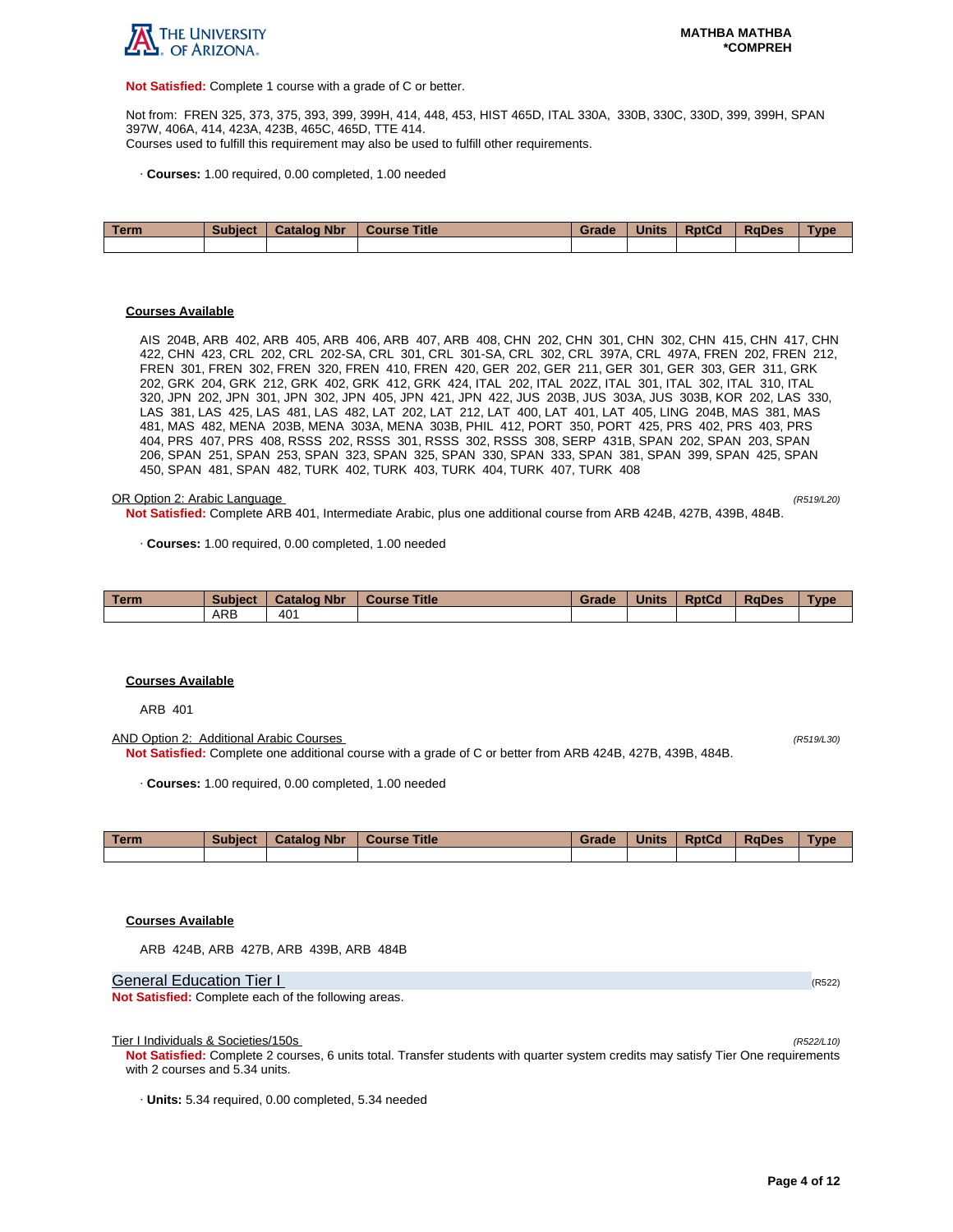**Not Satisfied:** Complete 1 course with a grade of C or better.

Not from: FREN 325, 373, 375, 393, 399, 399H, 414, 448, 453, HIST 465D, ITAL 330A, 330B, 330C, 330D, 399, 399H, SPAN 397W, 406A, 414, 423A, 423B, 465C, 465D, TTE 414.
Courses used to fulfill this requirement may also be used to fulfill other requirements.

· **Courses:** 1.00 required, 0.00 completed, 1.00 needed

| Term | Subject | Catalog Nbr | Course Title | Grade | Units | RptCd | RqDes | Type |
|---|---|---|---|---|---|---|---|---|
| | | | | | | | | |

**Courses Available**

AIS 204B, ARB 402, ARB 405, ARB 406, ARB 407, ARB 408, CHN 202, CHN 301, CHN 302, CHN 415, CHN 417, CHN 422, CHN 423, CRL 202, CRL 202-SA, CRL 301, CRL 301-SA, CRL 302, CRL 397A, CRL 497A, FREN 202, FREN 212, FREN 301, FREN 302, FREN 320, FREN 410, FREN 420, GER 202, GER 211, GER 301, GER 303, GER 311, GRK 202, GRK 204, GRK 212, GRK 402, GRK 412, GRK 424, ITAL 202, ITAL 202Z, ITAL 301, ITAL 302, ITAL 310, ITAL 320, JPN 202, JPN 301, JPN 302, JPN 405, JPN 421, JPN 422, JUS 203B, JUS 303A, JUS 303B, KOR 202, LAS 330, LAS 381, LAS 425, LAS 481, LAS 482, LAT 202, LAT 212, LAT 400, LAT 401, LAT 405, LING 204B, MAS 381, MAS 481, MAS 482, MENA 203B, MENA 303A, MENA 303B, PHIL 412, PORT 350, PORT 425, PRS 402, PRS 403, PRS 404, PRS 407, PRS 408, RSSS 202, RSSS 301, RSSS 302, RSSS 308, SERP 431B, SPAN 202, SPAN 203, SPAN 206, SPAN 251, SPAN 253, SPAN 323, SPAN 325, SPAN 330, SPAN 333, SPAN 381, SPAN 399, SPAN 425, SPAN 450, SPAN 481, SPAN 482, TURK 402, TURK 403, TURK 404, TURK 407, TURK 408

OR Option 2: Arabic Language *(R519/L20)*

**Not Satisfied:** Complete ARB 401, Intermediate Arabic, plus one additional course from ARB 424B, 427B, 439B, 484B.

· **Courses:** 1.00 required, 0.00 completed, 1.00 needed

| Term | Subject | Catalog Nbr | Course Title | Grade | Units | RptCd | RqDes | Type |
|---|---|---|---|---|---|---|---|---|
| | ARB | 401 | | | | | | |

**Courses Available**

ARB 401

AND Option 2: Additional Arabic Courses *(R519/L30)*

**Not Satisfied:** Complete one additional course with a grade of C or better from ARB 424B, 427B, 439B, 484B.

· **Courses:** 1.00 required, 0.00 completed, 1.00 needed

| Term | Subject | Catalog Nbr | Course Title | Grade | Units | RptCd | RqDes | Type |
|---|---|---|---|---|---|---|---|---|
| | | | | | | | | |

**Courses Available**

ARB 424B, ARB 427B, ARB 439B, ARB 484B

## General Education Tier I (R522)

**Not Satisfied:** Complete each of the following areas.

Tier I Individuals & Societies/150s *(R522/L10)*

**Not Satisfied:** Complete 2 courses, 6 units total. Transfer students with quarter system credits may satisfy Tier One requirements with 2 courses and 5.34 units.

· **Units:** 5.34 required, 0.00 completed, 5.34 needed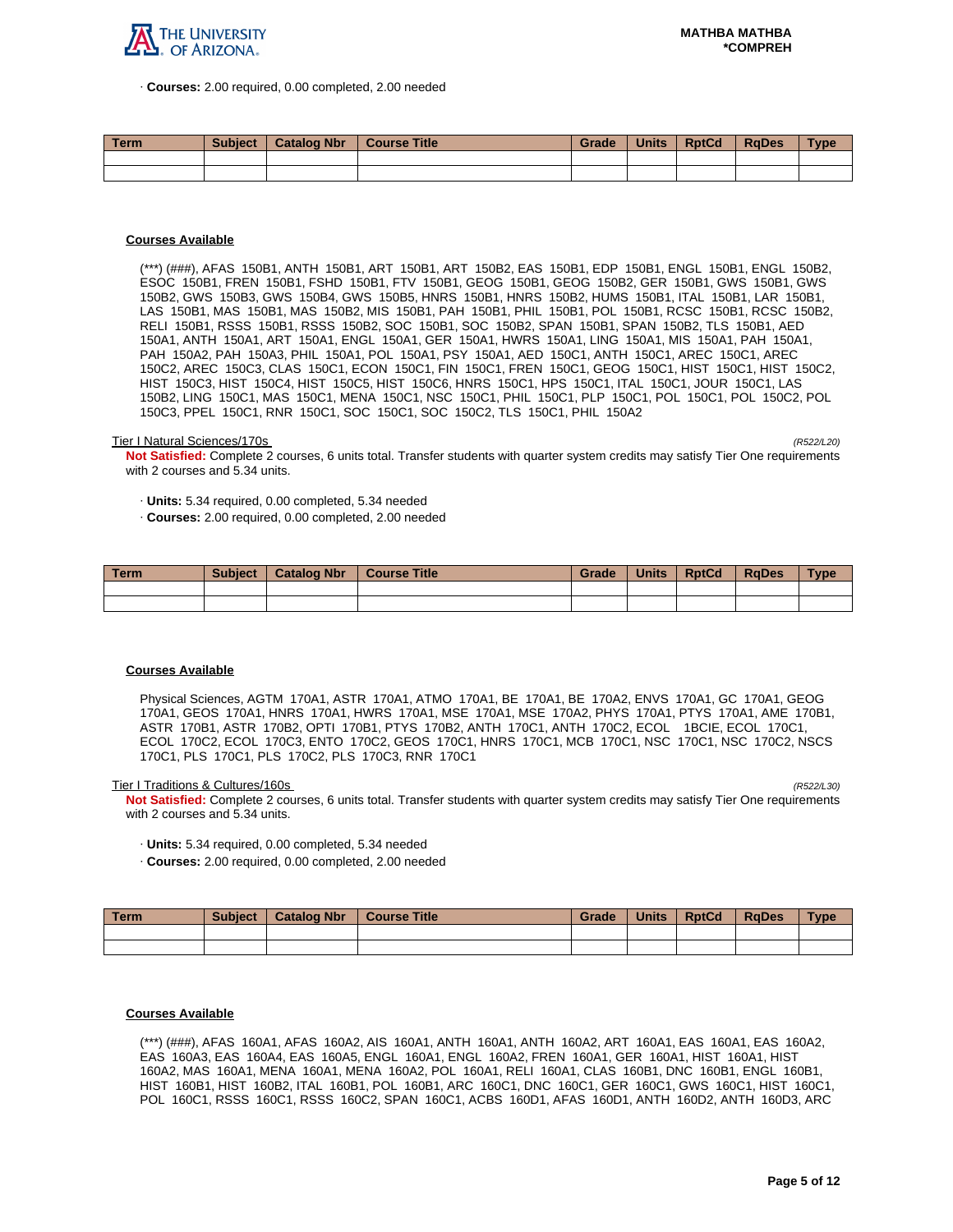· **Courses:** 2.00 required, 0.00 completed, 2.00 needed

| Term | Subject | Catalog Nbr | Course Title | Grade | Units | RptCd | RqDes | Type |
|---|---|---|---|---|---|---|---|---|
| | | | | | | | | |
| | | | | | | | | |

**Courses Available**

(***) (###), AFAS 150B1, ANTH 150B1, ART 150B1, ART 150B2, EAS 150B1, EDP 150B1, ENGL 150B1, ENGL 150B2, ESOC 150B1, FREN 150B1, FSHD 150B1, FTV 150B1, GEOG 150B1, GEOG 150B2, GER 150B1, GWS 150B1, GWS 150B2, GWS 150B3, GWS 150B4, GWS 150B5, HNRS 150B1, HNRS 150B2, HUMS 150B1, ITAL 150B1, LAR 150B1, LAS 150B1, MAS 150B1, MAS 150B2, MIS 150B1, PAH 150B1, PHIL 150B1, POL 150B1, RCSC 150B1, RCSC 150B2, RELI 150B1, RSSS 150B1, RSSS 150B2, SOC 150B1, SOC 150B2, SPAN 150B1, SPAN 150B2, TLS 150B1, AED 150A1, ANTH 150A1, ART 150A1, ENGL 150A1, GER 150A1, HWRS 150A1, LING 150A1, MIS 150A1, PAH 150A1, PAH 150A2, PAH 150A3, PHIL 150A1, POL 150A1, PSY 150A1, AED 150C1, ANTH 150C1, AREC 150C1, AREC 150C2, AREC 150C3, CLAS 150C1, ECON 150C1, FIN 150C1, FREN 150C1, GEOG 150C1, HIST 150C1, HIST 150C2, HIST 150C3, HIST 150C4, HIST 150C5, HIST 150C6, HNRS 150C1, HPS 150C1, ITAL 150C1, JOUR 150C1, LAS 150B2, LING 150C1, MAS 150C1, MENA 150C1, NSC 150C1, PHIL 150C1, PLP 150C1, POL 150C1, POL 150C2, POL 150C3, PPEL 150C1, RNR 150C1, SOC 150C1, SOC 150C2, TLS 150C1, PHIL 150A2

Tier I Natural Sciences/170s *(R522/L20)*

**Not Satisfied:** Complete 2 courses, 6 units total. Transfer students with quarter system credits may satisfy Tier One requirements with 2 courses and 5.34 units.

· **Units:** 5.34 required, 0.00 completed, 5.34 needed
· **Courses:** 2.00 required, 0.00 completed, 2.00 needed

| Term | Subject | Catalog Nbr | Course Title | Grade | Units | RptCd | RqDes | Type |
|---|---|---|---|---|---|---|---|---|
| | | | | | | | | |
| | | | | | | | | |

**Courses Available**

Physical Sciences, AGTM 170A1, ASTR 170A1, ATMO 170A1, BE 170A1, BE 170A2, ENVS 170A1, GC 170A1, GEOG 170A1, GEOS 170A1, HNRS 170A1, HWRS 170A1, MSE 170A1, MSE 170A2, PHYS 170A1, PTYS 170A1, AME 170B1, ASTR 170B1, ASTR 170B2, OPTI 170B1, PTYS 170B2, ANTH 170C1, ANTH 170C2, ECOL 1BCIE, ECOL 170C1, ECOL 170C2, ECOL 170C3, ENTO 170C2, GEOS 170C1, HNRS 170C1, MCB 170C1, NSC 170C1, NSC 170C2, NSCS 170C1, PLS 170C1, PLS 170C2, PLS 170C3, RNR 170C1

Tier I Traditions & Cultures/160s *(R522/L30)*

**Not Satisfied:** Complete 2 courses, 6 units total. Transfer students with quarter system credits may satisfy Tier One requirements with 2 courses and 5.34 units.

· **Units:** 5.34 required, 0.00 completed, 5.34 needed
· **Courses:** 2.00 required, 0.00 completed, 2.00 needed

| Term | Subject | Catalog Nbr | Course Title | Grade | Units | RptCd | RqDes | Type |
|---|---|---|---|---|---|---|---|---|
| | | | | | | | | |
| | | | | | | | | |

**Courses Available**

(***) (###), AFAS 160A1, AFAS 160A2, AIS 160A1, ANTH 160A1, ANTH 160A2, ART 160A1, EAS 160A1, EAS 160A2, EAS 160A3, EAS 160A4, EAS 160A5, ENGL 160A1, ENGL 160A2, FREN 160A1, GER 160A1, HIST 160A1, HIST 160A2, MAS 160A1, MENA 160A1, MENA 160A2, POL 160A1, RELI 160A1, CLAS 160B1, DNC 160B1, ENGL 160B1, HIST 160B1, HIST 160B2, ITAL 160B1, POL 160B1, ARC 160C1, DNC 160C1, GER 160C1, GWS 160C1, HIST 160C1, POL 160C1, RSSS 160C1, RSSS 160C2, SPAN 160C1, ACBS 160D1, AFAS 160D1, ANTH 160D2, ANTH 160D3, ARC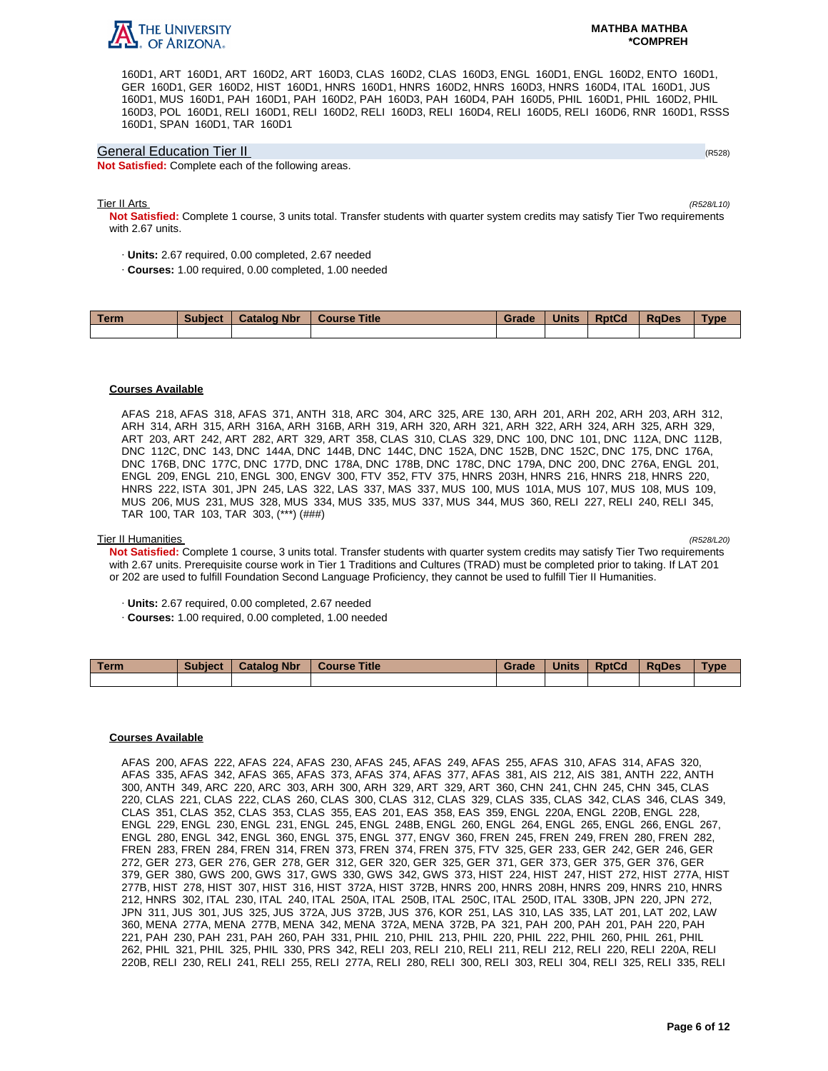160D1, ART 160D1, ART 160D2, ART 160D3, CLAS 160D2, CLAS 160D3, ENGL 160D1, ENGL 160D2, ENTO 160D1, GER 160D1, GER 160D2, HIST 160D1, HNRS 160D1, HNRS 160D2, HNRS 160D3, HNRS 160D4, ITAL 160D1, JUS 160D1, MUS 160D1, PAH 160D1, PAH 160D2, PAH 160D3, PAH 160D4, PAH 160D5, PHIL 160D1, PHIL 160D2, PHIL 160D3, POL 160D1, RELI 160D1, RELI 160D2, RELI 160D3, RELI 160D4, RELI 160D5, RELI 160D6, RNR 160D1, RSSS 160D1, SPAN 160D1, TAR 160D1

## General Education Tier II

(R528)

**Not Satisfied:** Complete each of the following areas.

### Tier II Arts

*(R528/L10)*

**Not Satisfied:** Complete 1 course, 3 units total. Transfer students with quarter system credits may satisfy Tier Two requirements with 2.67 units.

- **Units:** 2.67 required, 0.00 completed, 2.67 needed
- **Courses:** 1.00 required, 0.00 completed, 1.00 needed

| Term | Subject | Catalog Nbr | Course Title | Grade | Units | RptCd | RqDes | Type |
|---|---|---|---|---|---|---|---|---|
| | | | | | | | | |

**Courses Available**

AFAS 218, AFAS 318, AFAS 371, ANTH 318, ARC 304, ARC 325, ARE 130, ARH 201, ARH 202, ARH 203, ARH 312, ARH 314, ARH 315, ARH 316A, ARH 316B, ARH 319, ARH 320, ARH 321, ARH 322, ARH 324, ARH 325, ARH 329, ART 203, ART 242, ART 282, ART 329, ART 358, CLAS 310, CLAS 329, DNC 100, DNC 101, DNC 112A, DNC 112B, DNC 112C, DNC 143, DNC 144A, DNC 144B, DNC 144C, DNC 152A, DNC 152B, DNC 152C, DNC 175, DNC 176A, DNC 176B, DNC 177C, DNC 177D, DNC 178A, DNC 178B, DNC 178C, DNC 179A, DNC 200, DNC 276A, ENGL 201, ENGL 209, ENGL 210, ENGL 300, ENGV 300, FTV 352, FTV 375, HNRS 203H, HNRS 216, HNRS 218, HNRS 220, HNRS 222, ISTA 301, JPN 245, LAS 322, LAS 337, MAS 337, MUS 100, MUS 101A, MUS 107, MUS 108, MUS 109, MUS 206, MUS 231, MUS 328, MUS 334, MUS 335, MUS 337, MUS 344, MUS 360, RELI 227, RELI 240, RELI 345, TAR 100, TAR 103, TAR 303, (***) (###)

### Tier II Humanities

*(R528/L20)*

**Not Satisfied:** Complete 1 course, 3 units total. Transfer students with quarter system credits may satisfy Tier Two requirements with 2.67 units. Prerequisite course work in Tier 1 Traditions and Cultures (TRAD) must be completed prior to taking. If LAT 201 or 202 are used to fulfill Foundation Second Language Proficiency, they cannot be used to fulfill Tier II Humanities.

- **Units:** 2.67 required, 0.00 completed, 2.67 needed
- **Courses:** 1.00 required, 0.00 completed, 1.00 needed

| Term | Subject | Catalog Nbr | Course Title | Grade | Units | RptCd | RqDes | Type |
|---|---|---|---|---|---|---|---|---|
| | | | | | | | | |

**Courses Available**

AFAS 200, AFAS 222, AFAS 224, AFAS 230, AFAS 245, AFAS 249, AFAS 255, AFAS 310, AFAS 314, AFAS 320, AFAS 335, AFAS 342, AFAS 365, AFAS 373, AFAS 374, AFAS 377, AFAS 381, AIS 212, AIS 381, ANTH 222, ANTH 300, ANTH 349, ARC 220, ARC 303, ARH 300, ARH 329, ART 329, ART 360, CHN 241, CHN 245, CHN 345, CLAS 220, CLAS 221, CLAS 222, CLAS 260, CLAS 300, CLAS 312, CLAS 329, CLAS 335, CLAS 342, CLAS 346, CLAS 349, CLAS 351, CLAS 352, CLAS 353, CLAS 355, EAS 201, EAS 358, EAS 359, ENGL 220A, ENGL 220B, ENGL 228, ENGL 229, ENGL 230, ENGL 231, ENGL 245, ENGL 248B, ENGL 260, ENGL 264, ENGL 265, ENGL 266, ENGL 267, ENGL 280, ENGL 342, ENGL 360, ENGL 375, ENGL 377, ENGV 360, FREN 245, FREN 249, FREN 280, FREN 282, FREN 283, FREN 284, FREN 314, FREN 373, FREN 374, FREN 375, FTV 325, GER 233, GER 242, GER 246, GER 272, GER 273, GER 276, GER 278, GER 312, GER 320, GER 325, GER 371, GER 373, GER 375, GER 376, GER 379, GER 380, GWS 200, GWS 317, GWS 330, GWS 342, GWS 373, HIST 224, HIST 247, HIST 272, HIST 277A, HIST 277B, HIST 278, HIST 307, HIST 316, HIST 372A, HIST 372B, HNRS 200, HNRS 208H, HNRS 209, HNRS 210, HNRS 212, HNRS 302, ITAL 230, ITAL 240, ITAL 250A, ITAL 250B, ITAL 250C, ITAL 250D, ITAL 330B, JPN 220, JPN 272, JPN 311, JUS 301, JUS 325, JUS 372A, JUS 372B, JUS 376, KOR 251, LAS 310, LAS 335, LAT 201, LAT 202, LAW 360, MENA 277A, MENA 277B, MENA 342, MENA 372A, MENA 372B, PA 321, PAH 200, PAH 201, PAH 220, PAH 221, PAH 230, PAH 231, PAH 260, PAH 331, PHIL 210, PHIL 213, PHIL 220, PHIL 222, PHIL 260, PHIL 261, PHIL 262, PHIL 321, PHIL 325, PHIL 330, PRS 342, RELI 203, RELI 210, RELI 211, RELI 212, RELI 220, RELI 220A, RELI 220B, RELI 230, RELI 241, RELI 255, RELI 277A, RELI 280, RELI 300, RELI 303, RELI 304, RELI 325, RELI 335, RELI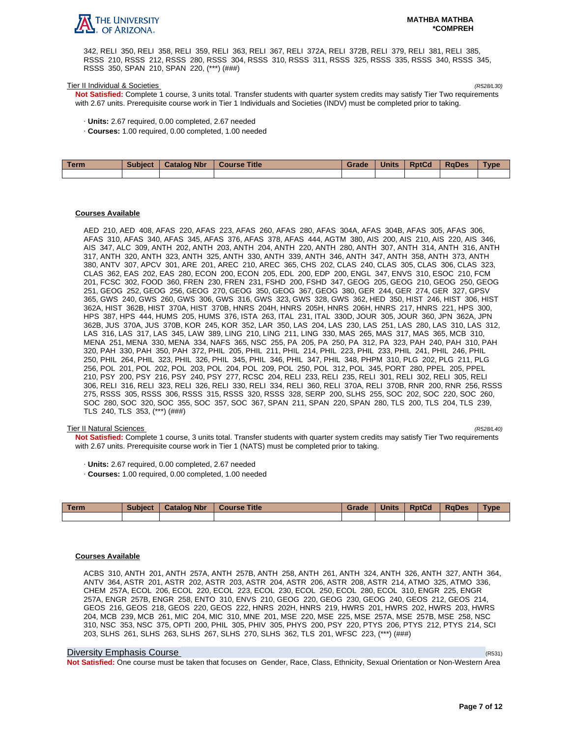342, RELI 350, RELI 358, RELI 359, RELI 363, RELI 367, RELI 372A, RELI 372B, RELI 379, RELI 381, RELI 385, RSSS 210, RSSS 212, RSSS 280, RSSS 304, RSSS 310, RSSS 311, RSSS 325, RSSS 335, RSSS 340, RSSS 345, RSSS 350, SPAN 210, SPAN 220, (***) (###)

Tier II Individual & Societies *(R528/L30)*

**Not Satisfied:** Complete 1 course, 3 units total. Transfer students with quarter system credits may satisfy Tier Two requirements with 2.67 units. Prerequisite course work in Tier 1 Individuals and Societies (INDV) must be completed prior to taking.

- **Units:** 2.67 required, 0.00 completed, 2.67 needed
- **Courses:** 1.00 required, 0.00 completed, 1.00 needed

| Term | Subject | Catalog Nbr | Course Title | Grade | Units | RptCd | RqDes | Type |
|---|---|---|---|---|---|---|---|---|
| | | | | | | | | |

**Courses Available**

AED 210, AED 408, AFAS 220, AFAS 223, AFAS 260, AFAS 280, AFAS 304A, AFAS 304B, AFAS 305, AFAS 306, AFAS 310, AFAS 340, AFAS 345, AFAS 376, AFAS 378, AFAS 444, AGTM 380, AIS 200, AIS 210, AIS 220, AIS 346, AIS 347, ALC 309, ANTH 202, ANTH 203, ANTH 204, ANTH 220, ANTH 280, ANTH 307, ANTH 314, ANTH 316, ANTH 317, ANTH 320, ANTH 323, ANTH 325, ANTH 330, ANTH 339, ANTH 346, ANTH 347, ANTH 358, ANTH 373, ANTH 380, ANTV 307, APCV 301, ARE 201, AREC 210, AREC 365, CHS 202, CLAS 240, CLAS 305, CLAS 306, CLAS 323, CLAS 362, EAS 202, EAS 280, ECON 200, ECON 205, EDL 200, EDP 200, ENGL 347, ENVS 310, ESOC 210, FCM 201, FCSC 302, FOOD 360, FREN 230, FREN 231, FSHD 200, FSHD 347, GEOG 205, GEOG 210, GEOG 250, GEOG 251, GEOG 252, GEOG 256, GEOG 270, GEOG 350, GEOG 367, GEOG 380, GER 244, GER 274, GER 327, GPSV 365, GWS 240, GWS 260, GWS 306, GWS 316, GWS 323, GWS 328, GWS 362, HED 350, HIST 246, HIST 306, HIST 362A, HIST 362B, HIST 370A, HIST 370B, HNRS 204H, HNRS 205H, HNRS 206H, HNRS 217, HNRS 221, HPS 300, HPS 387, HPS 444, HUMS 205, HUMS 376, ISTA 263, ITAL 231, ITAL 330D, JOUR 305, JOUR 360, JPN 362A, JPN 362B, JUS 370A, JUS 370B, KOR 245, KOR 352, LAR 350, LAS 204, LAS 230, LAS 251, LAS 280, LAS 310, LAS 312, LAS 316, LAS 317, LAS 345, LAW 389, LING 210, LING 211, LING 330, MAS 265, MAS 317, MAS 365, MCB 310, MENA 251, MENA 330, MENA 334, NAFS 365, NSC 255, PA 205, PA 250, PA 312, PA 323, PAH 240, PAH 310, PAH 320, PAH 330, PAH 350, PAH 372, PHIL 205, PHIL 211, PHIL 214, PHIL 223, PHIL 233, PHIL 241, PHIL 246, PHIL 250, PHIL 264, PHIL 323, PHIL 326, PHIL 345, PHIL 346, PHIL 347, PHIL 348, PHPM 310, PLG 202, PLG 211, PLG 256, POL 201, POL 202, POL 203, POL 204, POL 209, POL 250, POL 312, POL 345, PORT 280, PPEL 205, PPEL 210, PSY 200, PSY 216, PSY 240, PSY 277, RCSC 204, RELI 233, RELI 235, RELI 301, RELI 302, RELI 305, RELI 306, RELI 316, RELI 323, RELI 326, RELI 330, RELI 334, RELI 360, RELI 370A, RELI 370B, RNR 200, RNR 256, RSSS 275, RSSS 305, RSSS 306, RSSS 315, RSSS 320, RSSS 328, SERP 200, SLHS 255, SOC 202, SOC 220, SOC 260, SOC 280, SOC 320, SOC 355, SOC 357, SOC 367, SPAN 211, SPAN 220, SPAN 280, TLS 200, TLS 204, TLS 239, TLS 240, TLS 353, (***) (###)

Tier II Natural Sciences *(R528/L40)*

**Not Satisfied:** Complete 1 course, 3 units total. Transfer students with quarter system credits may satisfy Tier Two requirements with 2.67 units. Prerequisite course work in Tier 1 (NATS) must be completed prior to taking.

- **Units:** 2.67 required, 0.00 completed, 2.67 needed
- **Courses:** 1.00 required, 0.00 completed, 1.00 needed

| Term | Subject | Catalog Nbr | Course Title | Grade | Units | RptCd | RqDes | Type |
|---|---|---|---|---|---|---|---|---|
| | | | | | | | | |

**Courses Available**

ACBS 310, ANTH 201, ANTH 257A, ANTH 257B, ANTH 258, ANTH 261, ANTH 324, ANTH 326, ANTH 327, ANTH 364, ANTV 364, ASTR 201, ASTR 202, ASTR 203, ASTR 204, ASTR 206, ASTR 208, ASTR 214, ATMO 325, ATMO 336, CHEM 257A, ECOL 206, ECOL 220, ECOL 223, ECOL 230, ECOL 250, ECOL 280, ECOL 310, ENGR 225, ENGR 257A, ENGR 257B, ENGR 258, ENTO 310, ENVS 210, GEOG 220, GEOG 230, GEOG 240, GEOS 212, GEOS 214, GEOS 216, GEOS 218, GEOS 220, GEOS 222, HNRS 202H, HNRS 219, HWRS 201, HWRS 202, HWRS 203, HWRS 204, MCB 239, MCB 261, MIC 204, MIC 310, MNE 201, MSE 220, MSE 225, MSE 257A, MSE 257B, MSE 258, NSC 310, NSC 353, NSC 375, OPTI 200, PHIL 305, PHIV 305, PHYS 200, PSY 220, PTYS 206, PTYS 212, PTYS 214, SCI 203, SLHS 261, SLHS 263, SLHS 267, SLHS 270, SLHS 362, TLS 201, WFSC 223, (***) (###)

## Diversity Emphasis Course *(R531)*

**Not Satisfied:** One course must be taken that focuses on Gender, Race, Class, Ethnicity, Sexual Orientation or Non-Western Area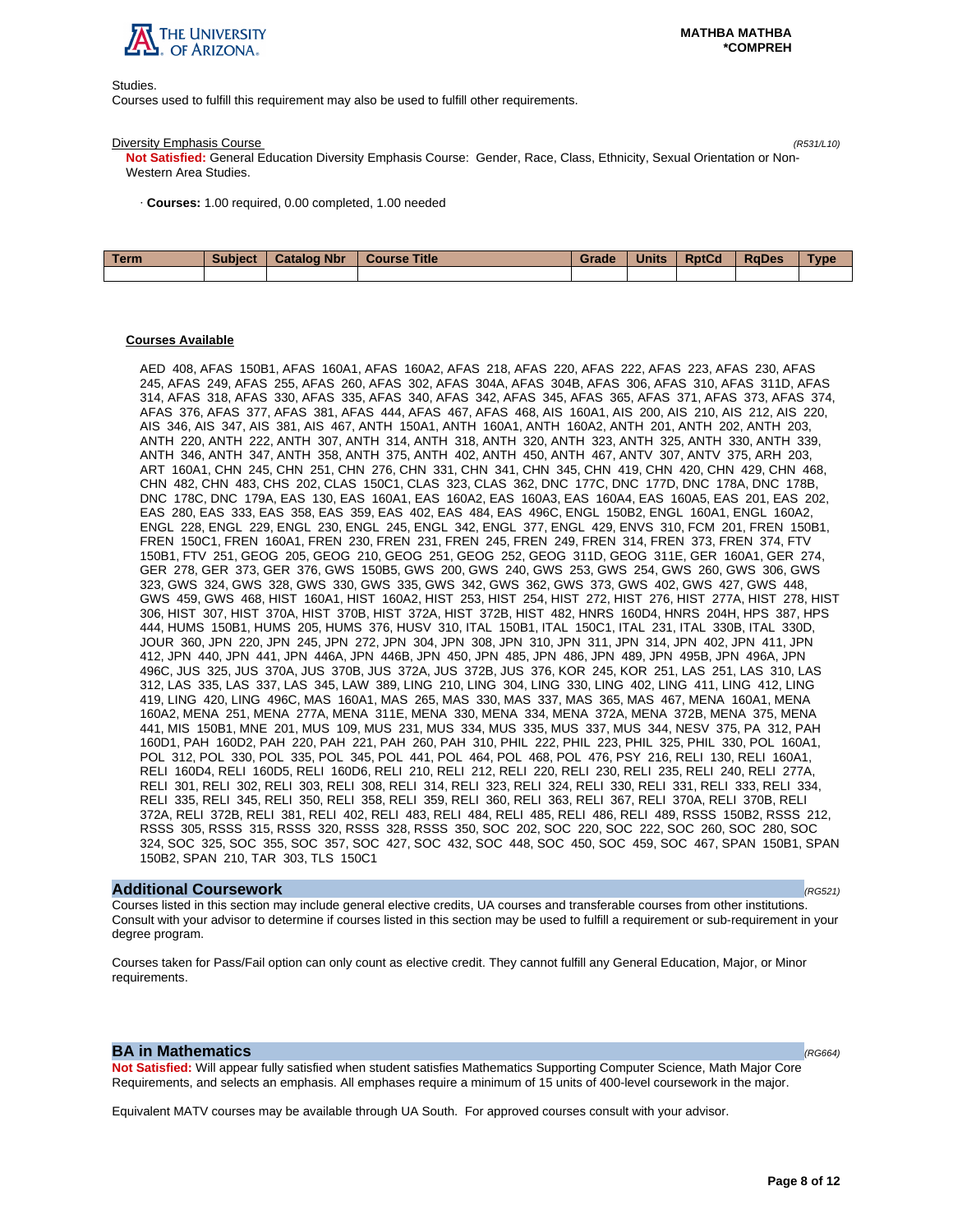Studies.
Courses used to fulfill this requirement may also be used to fulfill other requirements.

Diversity Emphasis Course *(R531/L10)*

**Not Satisfied:** General Education Diversity Emphasis Course: Gender, Race, Class, Ethnicity, Sexual Orientation or Non-Western Area Studies.

· **Courses:** 1.00 required, 0.00 completed, 1.00 needed

| Term | Subject | Catalog Nbr | Course Title | Grade | Units | RptCd | RqDes | Type |
|---|---|---|---|---|---|---|---|---|
| | | | | | | | | |

**Courses Available**

AED 408, AFAS 150B1, AFAS 160A1, AFAS 160A2, AFAS 218, AFAS 220, AFAS 222, AFAS 223, AFAS 230, AFAS 245, AFAS 249, AFAS 255, AFAS 260, AFAS 302, AFAS 304A, AFAS 304B, AFAS 306, AFAS 310, AFAS 311D, AFAS 314, AFAS 318, AFAS 330, AFAS 335, AFAS 340, AFAS 342, AFAS 345, AFAS 365, AFAS 371, AFAS 373, AFAS 374, AFAS 376, AFAS 377, AFAS 381, AFAS 444, AFAS 467, AFAS 468, AIS 160A1, AIS 200, AIS 210, AIS 212, AIS 220, AIS 346, AIS 347, AIS 381, AIS 467, ANTH 150A1, ANTH 160A1, ANTH 160A2, ANTH 201, ANTH 202, ANTH 203, ANTH 220, ANTH 222, ANTH 307, ANTH 314, ANTH 318, ANTH 320, ANTH 323, ANTH 325, ANTH 330, ANTH 339, ANTH 346, ANTH 347, ANTH 358, ANTH 375, ANTH 402, ANTH 450, ANTH 467, ANTV 307, ANTV 375, ARH 203, ART 160A1, CHN 245, CHN 251, CHN 276, CHN 331, CHN 341, CHN 345, CHN 419, CHN 420, CHN 429, CHN 468, CHN 482, CHN 483, CHS 202, CLAS 150C1, CLAS 323, CLAS 362, DNC 177C, DNC 177D, DNC 178A, DNC 178B, DNC 178C, DNC 179A, EAS 130, EAS 160A1, EAS 160A2, EAS 160A3, EAS 160A4, EAS 160A5, EAS 201, EAS 202, EAS 280, EAS 333, EAS 358, EAS 359, EAS 402, EAS 484, EAS 496C, ENGL 150B2, ENGL 160A1, ENGL 160A2, ENGL 228, ENGL 229, ENGL 230, ENGL 245, ENGL 342, ENGL 377, ENGL 429, ENVS 310, FCM 201, FREN 150B1, FREN 150C1, FREN 160A1, FREN 230, FREN 231, FREN 245, FREN 249, FREN 314, FREN 373, FREN 374, FTV 150B1, FTV 251, GEOG 205, GEOG 210, GEOG 251, GEOG 252, GEOG 311D, GEOG 311E, GER 160A1, GER 274, GER 278, GER 373, GER 376, GWS 150B5, GWS 200, GWS 240, GWS 253, GWS 254, GWS 260, GWS 306, GWS 323, GWS 324, GWS 328, GWS 330, GWS 335, GWS 342, GWS 362, GWS 373, GWS 402, GWS 427, GWS 448, GWS 459, GWS 468, HIST 160A1, HIST 160A2, HIST 253, HIST 254, HIST 272, HIST 276, HIST 277A, HIST 278, HIST 306, HIST 307, HIST 370A, HIST 370B, HIST 372A, HIST 372B, HIST 482, HNRS 160D4, HNRS 204H, HPS 387, HPS 444, HUMS 150B1, HUMS 205, HUMS 376, HUSV 310, ITAL 150B1, ITAL 150C1, ITAL 231, ITAL 330B, ITAL 330D, JOUR 360, JPN 220, JPN 245, JPN 272, JPN 304, JPN 308, JPN 310, JPN 311, JPN 314, JPN 402, JPN 411, JPN 412, JPN 440, JPN 441, JPN 446A, JPN 446B, JPN 450, JPN 485, JPN 486, JPN 489, JPN 495B, JPN 496A, JPN 496C, JUS 325, JUS 370A, JUS 370B, JUS 372A, JUS 372B, JUS 376, KOR 245, KOR 251, LAS 251, LAS 310, LAS 312, LAS 335, LAS 337, LAS 345, LAW 389, LING 210, LING 304, LING 330, LING 402, LING 411, LING 412, LING 419, LING 420, LING 496C, MAS 160A1, MAS 265, MAS 330, MAS 337, MAS 365, MAS 467, MENA 160A1, MENA 160A2, MENA 251, MENA 277A, MENA 311E, MENA 330, MENA 334, MENA 372A, MENA 372B, MENA 375, MENA 441, MIS 150B1, MNE 201, MUS 109, MUS 231, MUS 334, MUS 335, MUS 337, MUS 344, NESV 375, PA 312, PAH 160D1, PAH 160D2, PAH 220, PAH 221, PAH 260, PAH 310, PHIL 222, PHIL 223, PHIL 325, PHIL 330, POL 160A1, POL 312, POL 330, POL 335, POL 345, POL 441, POL 464, POL 468, POL 476, PSY 216, RELI 130, RELI 160A1, RELI 160D4, RELI 160D5, RELI 160D6, RELI 210, RELI 212, RELI 220, RELI 230, RELI 235, RELI 240, RELI 277A, RELI 301, RELI 302, RELI 303, RELI 308, RELI 314, RELI 323, RELI 324, RELI 330, RELI 331, RELI 333, RELI 334, RELI 335, RELI 345, RELI 350, RELI 358, RELI 359, RELI 360, RELI 363, RELI 367, RELI 370A, RELI 370B, RELI 372A, RELI 372B, RELI 381, RELI 402, RELI 483, RELI 484, RELI 485, RELI 486, RELI 489, RSSS 150B2, RSSS 212, RSSS 305, RSSS 315, RSSS 320, RSSS 328, RSSS 350, SOC 202, SOC 220, SOC 222, SOC 260, SOC 280, SOC 324, SOC 325, SOC 355, SOC 357, SOC 427, SOC 432, SOC 448, SOC 450, SOC 459, SOC 467, SPAN 150B1, SPAN 150B2, SPAN 210, TAR 303, TLS 150C1

## Additional Coursework *(RG521)*

Courses listed in this section may include general elective credits, UA courses and transferable courses from other institutions. Consult with your advisor to determine if courses listed in this section may be used to fulfill a requirement or sub-requirement in your degree program.

Courses taken for Pass/Fail option can only count as elective credit. They cannot fulfill any General Education, Major, or Minor requirements.

## BA in Mathematics *(RG664)*

**Not Satisfied:** Will appear fully satisfied when student satisfies Mathematics Supporting Computer Science, Math Major Core Requirements, and selects an emphasis. All emphases require a minimum of 15 units of 400-level coursework in the major.

Equivalent MATV courses may be available through UA South. For approved courses consult with your advisor.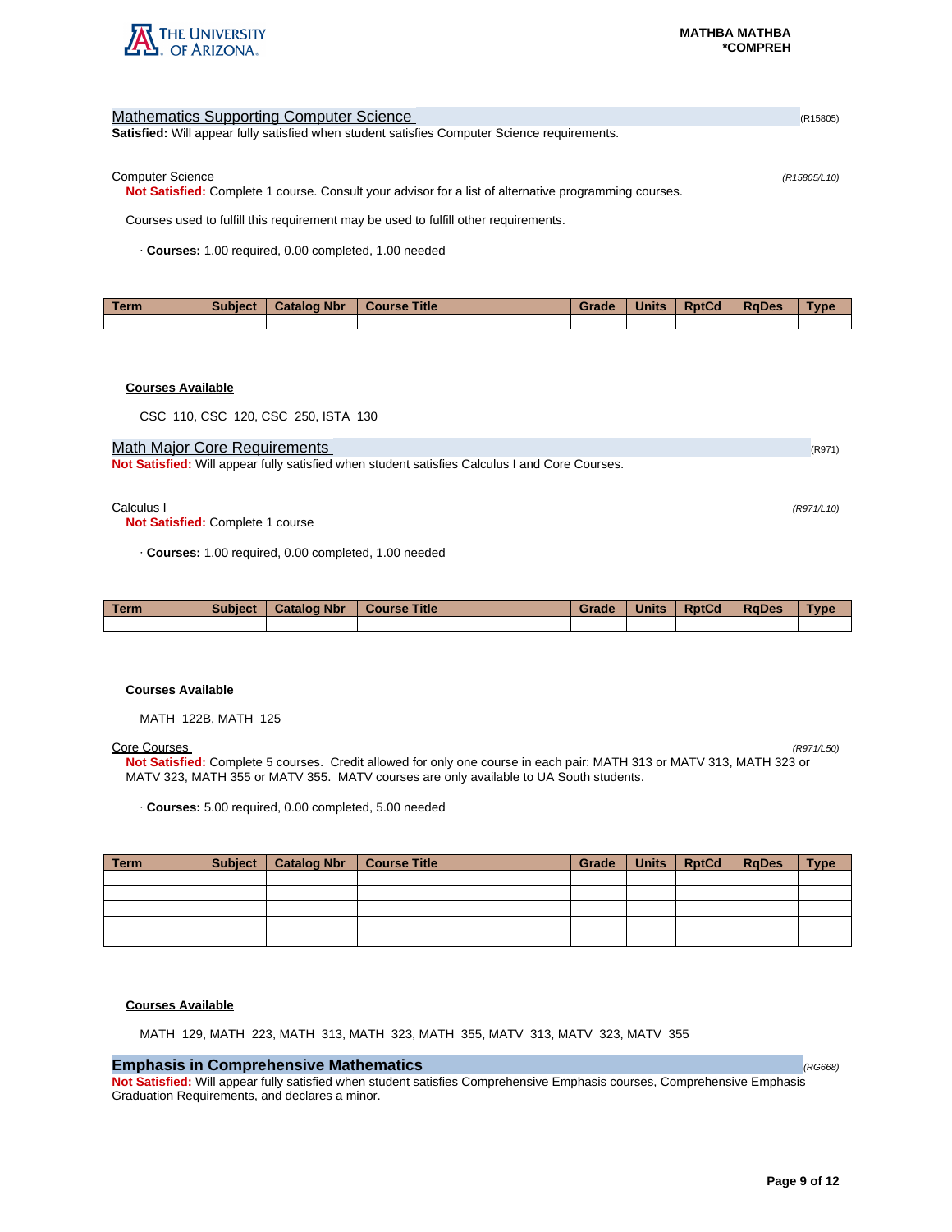## Mathematics Supporting Computer Science (R15805)

**Satisfied:** Will appear fully satisfied when student satisfies Computer Science requirements.

### Computer Science *(R15805/L10)*

**Not Satisfied:** Complete 1 course. Consult your advisor for a list of alternative programming courses.

Courses used to fulfill this requirement may be used to fulfill other requirements.

· **Courses:** 1.00 required, 0.00 completed, 1.00 needed

| Term | Subject | Catalog Nbr | Course Title | Grade | Units | RptCd | RqDes | Type |
|---|---|---|---|---|---|---|---|---|
| | | | | | | | | |

**Courses Available**

CSC 110, CSC 120, CSC 250, ISTA 130

## Math Major Core Requirements (R971)

**Not Satisfied:** Will appear fully satisfied when student satisfies Calculus I and Core Courses.

### Calculus I *(R971/L10)*

**Not Satisfied:** Complete 1 course

· **Courses:** 1.00 required, 0.00 completed, 1.00 needed

| Term | Subject | Catalog Nbr | Course Title | Grade | Units | RptCd | RqDes | Type |
|---|---|---|---|---|---|---|---|---|
| | | | | | | | | |

**Courses Available**

MATH 122B, MATH 125

### Core Courses *(R971/L50)*

**Not Satisfied:** Complete 5 courses. Credit allowed for only one course in each pair: MATH 313 or MATV 313, MATH 323 or MATV 323, MATH 355 or MATV 355. MATV courses are only available to UA South students.

· **Courses:** 5.00 required, 0.00 completed, 5.00 needed

| Term | Subject | Catalog Nbr | Course Title | Grade | Units | RptCd | RqDes | Type |
|---|---|---|---|---|---|---|---|---|
| | | | | | | | | |
| | | | | | | | | |
| | | | | | | | | |
| | | | | | | | | |
| | | | | | | | | |

**Courses Available**

MATH 129, MATH 223, MATH 313, MATH 323, MATH 355, MATV 313, MATV 323, MATV 355

## Emphasis in Comprehensive Mathematics *(RG668)*

**Not Satisfied:** Will appear fully satisfied when student satisfies Comprehensive Emphasis courses, Comprehensive Emphasis Graduation Requirements, and declares a minor.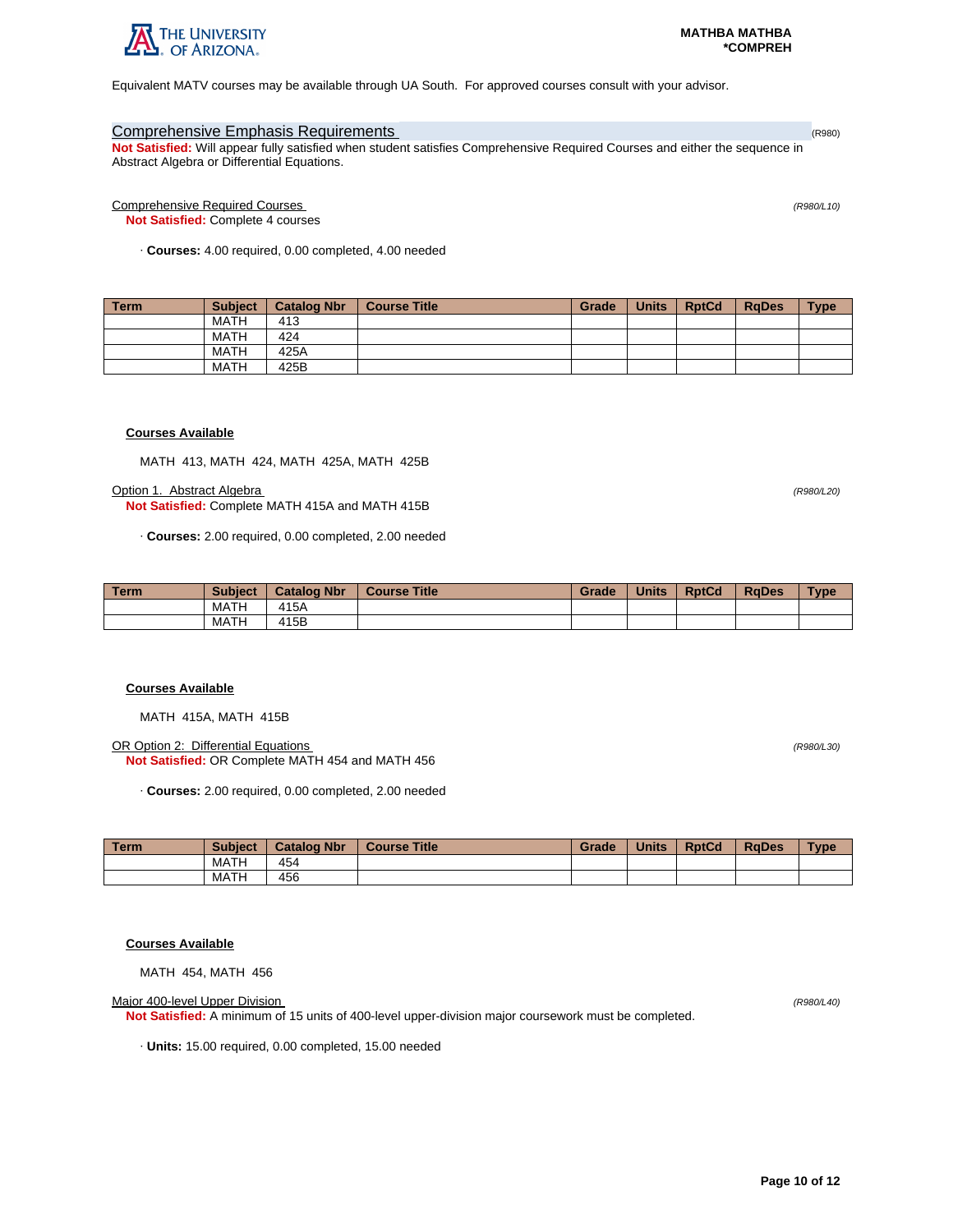Equivalent MATV courses may be available through UA South. For approved courses consult with your advisor.

## Comprehensive Emphasis Requirements (R980)

**Not Satisfied:** Will appear fully satisfied when student satisfies Comprehensive Required Courses and either the sequence in Abstract Algebra or Differential Equations.

### Comprehensive Required Courses *(R980/L10)*

**Not Satisfied:** Complete 4 courses

· **Courses:** 4.00 required, 0.00 completed, 4.00 needed

| Term | Subject | Catalog Nbr | Course Title | Grade | Units | RptCd | RqDes | Type |
|---|---|---|---|---|---|---|---|---|
| | MATH | 413 | | | | | | |
| | MATH | 424 | | | | | | |
| | MATH | 425A | | | | | | |
| | MATH | 425B | | | | | | |

**Courses Available**

MATH 413, MATH 424, MATH 425A, MATH 425B

### Option 1. Abstract Algebra *(R980/L20)*

**Not Satisfied:** Complete MATH 415A and MATH 415B

· **Courses:** 2.00 required, 0.00 completed, 2.00 needed

| Term | Subject | Catalog Nbr | Course Title | Grade | Units | RptCd | RqDes | Type |
|---|---|---|---|---|---|---|---|---|
| | MATH | 415A | | | | | | |
| | MATH | 415B | | | | | | |

**Courses Available**

MATH 415A, MATH 415B

### OR Option 2: Differential Equations *(R980/L30)*

**Not Satisfied:** OR Complete MATH 454 and MATH 456

· **Courses:** 2.00 required, 0.00 completed, 2.00 needed

| Term | Subject | Catalog Nbr | Course Title | Grade | Units | RptCd | RqDes | Type |
|---|---|---|---|---|---|---|---|---|
| | MATH | 454 | | | | | | |
| | MATH | 456 | | | | | | |

**Courses Available**

MATH 454, MATH 456

### Major 400-level Upper Division *(R980/L40)*

**Not Satisfied:** A minimum of 15 units of 400-level upper-division major coursework must be completed.

· **Units:** 15.00 required, 0.00 completed, 15.00 needed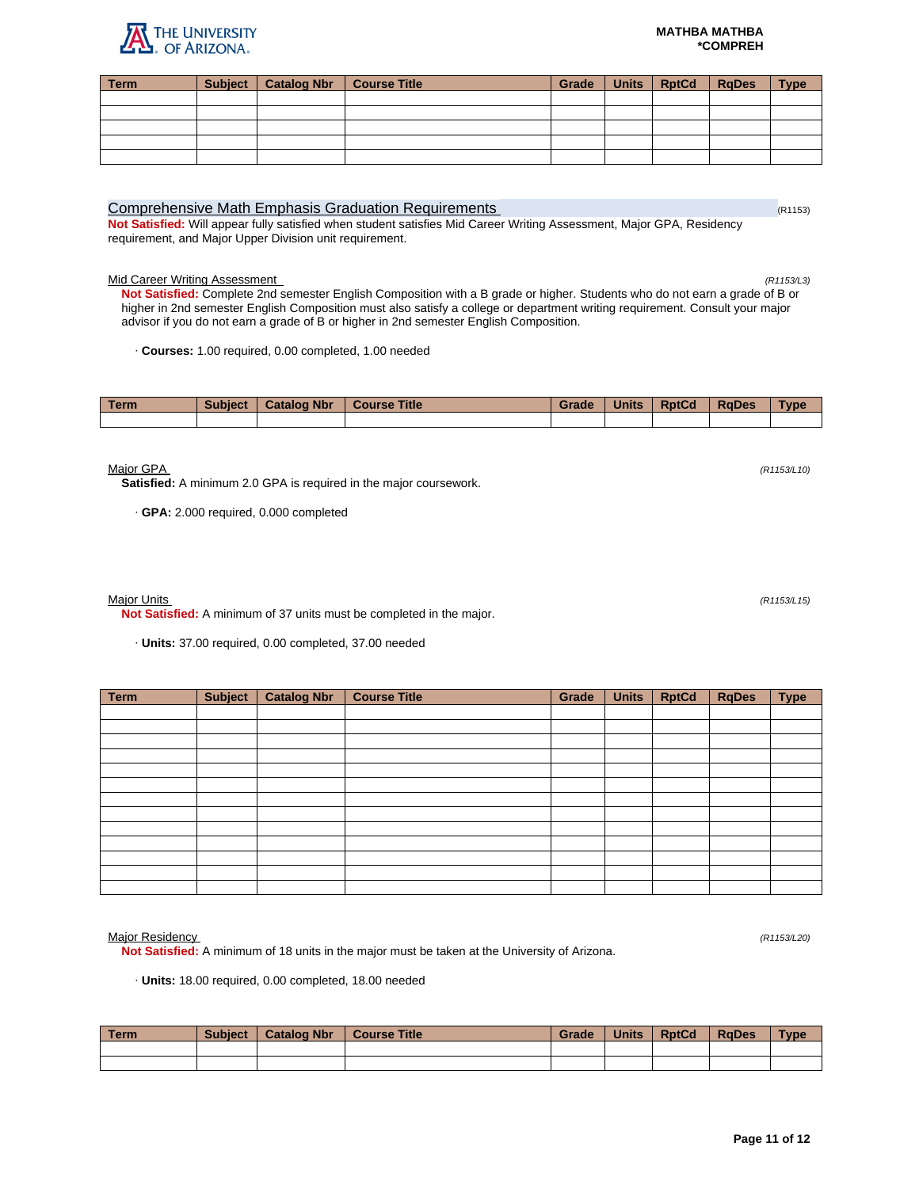MATHBA MATHBA
*COMPREH

| Term | Subject | Catalog Nbr | Course Title | Grade | Units | RptCd | RqDes | Type |
|---|---|---|---|---|---|---|---|---|
| | | | | | | | | |
| | | | | | | | | |
| | | | | | | | | |
| | | | | | | | | |
| | | | | | | | | |

## Comprehensive Math Emphasis Graduation Requirements

(R1153)

**Not Satisfied:** Will appear fully satisfied when student satisfies Mid Career Writing Assessment, Major GPA, Residency requirement, and Major Upper Division unit requirement.

### Mid Career Writing Assessment

*(R1153/L3)*

**Not Satisfied:** Complete 2nd semester English Composition with a B grade or higher. Students who do not earn a grade of B or higher in 2nd semester English Composition must also satisfy a college or department writing requirement. Consult your major advisor if you do not earn a grade of B or higher in 2nd semester English Composition.

· **Courses:** 1.00 required, 0.00 completed, 1.00 needed

| Term | Subject | Catalog Nbr | Course Title | Grade | Units | RptCd | RqDes | Type |
|---|---|---|---|---|---|---|---|---|
| | | | | | | | | |

### Major GPA

*(R1153/L10)*

**Satisfied:** A minimum 2.0 GPA is required in the major coursework.

· **GPA:** 2.000 required, 0.000 completed

### Major Units

*(R1153/L15)*

**Not Satisfied:** A minimum of 37 units must be completed in the major.

· **Units:** 37.00 required, 0.00 completed, 37.00 needed

| Term | Subject | Catalog Nbr | Course Title | Grade | Units | RptCd | RqDes | Type |
|---|---|---|---|---|---|---|---|---|
| | | | | | | | | |
| | | | | | | | | |
| | | | | | | | | |
| | | | | | | | | |
| | | | | | | | | |
| | | | | | | | | |
| | | | | | | | | |
| | | | | | | | | |
| | | | | | | | | |
| | | | | | | | | |
| | | | | | | | | |
| | | | | | | | | |
| | | | | | | | | |

### Major Residency

*(R1153/L20)*

**Not Satisfied:** A minimum of 18 units in the major must be taken at the University of Arizona.

· **Units:** 18.00 required, 0.00 completed, 18.00 needed

| Term | Subject | Catalog Nbr | Course Title | Grade | Units | RptCd | RqDes | Type |
|---|---|---|---|---|---|---|---|---|
| | | | | | | | | |
| | | | | | | | | |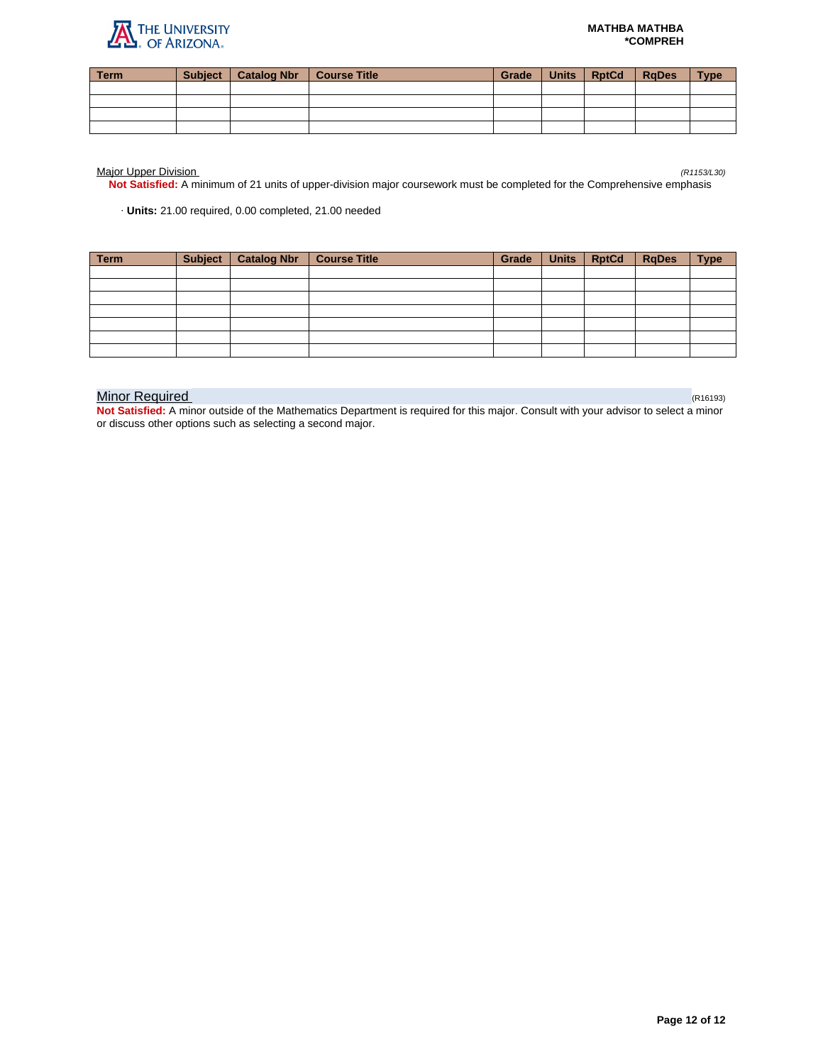| Term | Subject | Catalog Nbr | Course Title | Grade | Units | RptCd | RqDes | Type |
|---|---|---|---|---|---|---|---|---|
| | | | | | | | | |
| | | | | | | | | |
| | | | | | | | | |
| | | | | | | | | |

Major Upper Division *(R1153/L30)*

**Not Satisfied:** A minimum of 21 units of upper-division major coursework must be completed for the Comprehensive emphasis

· **Units:** 21.00 required, 0.00 completed, 21.00 needed

| Term | Subject | Catalog Nbr | Course Title | Grade | Units | RptCd | RqDes | Type |
|---|---|---|---|---|---|---|---|---|
| | | | | | | | | |
| | | | | | | | | |
| | | | | | | | | |
| | | | | | | | | |
| | | | | | | | | |
| | | | | | | | | |
| | | | | | | | | |

## Minor Required (R16193)

**Not Satisfied:** A minor outside of the Mathematics Department is required for this major. Consult with your advisor to select a minor or discuss other options such as selecting a second major.